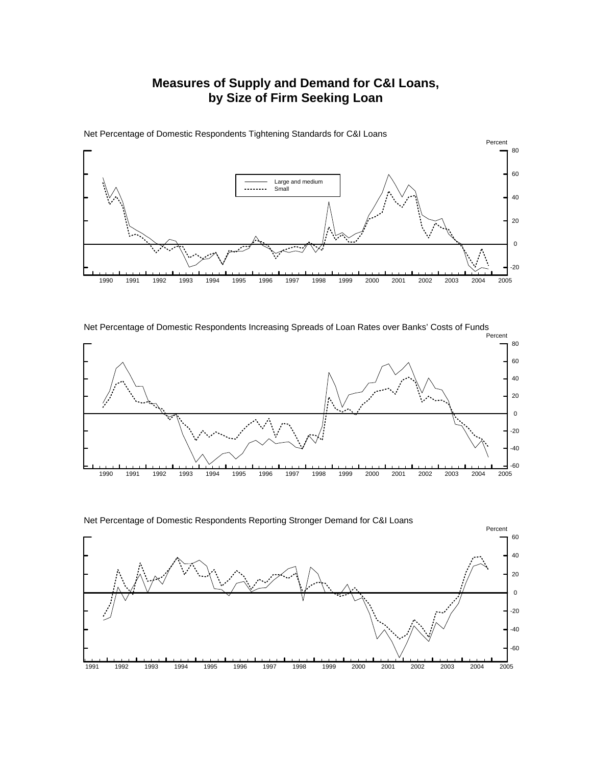# Measures of Supply and Demand for C&I Loans, by Size of Firm Seeking Loan

Net Percentage of Domestic Respondents Tightening Standards for C&I Loans

Percent

80

60

40

20

0

-20

Large and medium

Small

1990 1991 1992 1993 1994 1995 1996 1997 1998 1999 2000 2001 2002 2003 2004 2005

Net Percentage of Domestic Respondents Increasing Spreads of Loan Rates over Banks' Costs of Funds

Percent

80

60

40

20

0

-20

-40

-60

1990 1991 1992 1993 1994 1995 1996 1997 1998 1999 2000 2001 2002 2003 2004 2005

Net Percentage of Domestic Respondents Reporting Stronger Demand for C&I Loans

Percent

60

40

20

0

-20

-40

-60

1991 1992 1993 1994 1995 1996 1997 1998 1999 2000 2001 2002 2003 2004 2005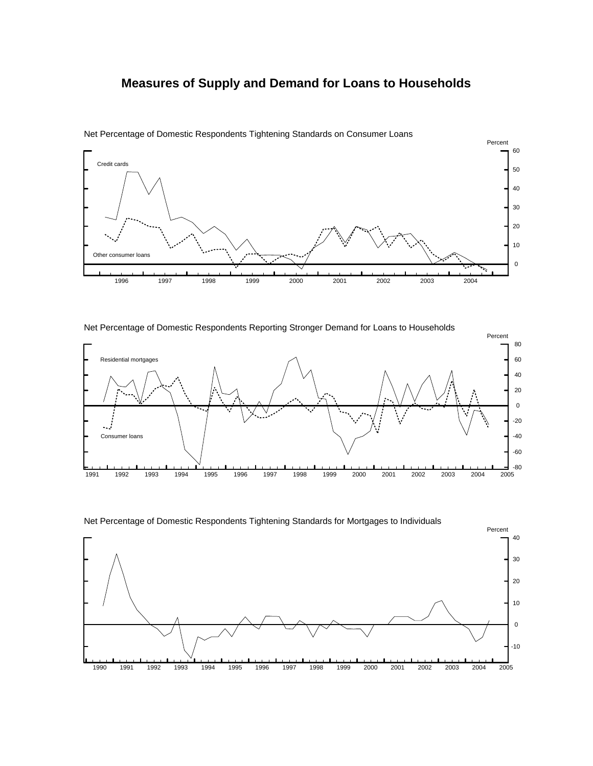# Measures of Supply and Demand for Loans to Households

Net Percentage of Domestic Respondents Tightening Standards on Consumer Loans

Percent

60
50
40
30
20
10
0

Credit cards

Other consumer loans

1996 1997 1998 1999 2000 2001 2002 2003 2004

Net Percentage of Domestic Respondents Reporting Stronger Demand for Loans to Households

Percent

80
60
40
20
0
-20
-40
-60
-80

Residential mortgages

Consumer loans

1991 1992 1993 1994 1995 1996 1997 1998 1999 2000 2001 2002 2003 2004 2005

Net Percentage of Domestic Respondents Tightening Standards for Mortgages to Individuals

Percent

40
30
20
10
0
-10

1990 1991 1992 1993 1994 1995 1996 1997 1998 1999 2000 2001 2002 2003 2004 2005